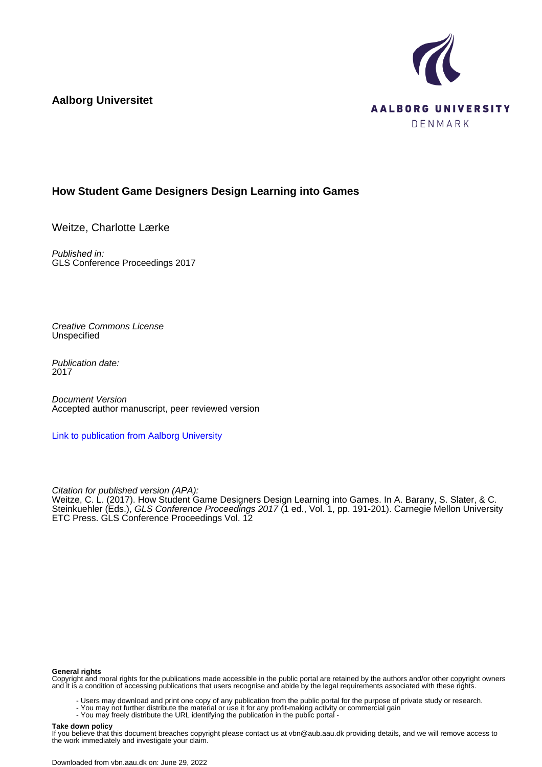**Aalborg Universitet**

## How Student Game Designers Design Learning into Games

Weitze, Charlotte Lærke

*Published in:*
GLS Conference Proceedings 2017

*Creative Commons License*
Unspecified

*Publication date:*
2017

*Document Version*
Accepted author manuscript, peer reviewed version

[Link to publication from Aalborg University](#)

*Citation for published version (APA):*
Weitze, C. L. (2017). How Student Game Designers Design Learning into Games. In A. Barany, S. Slater, & C. Steinkuehler (Eds.), *GLS Conference Proceedings 2017* (1 ed., Vol. 1, pp. 191-201). Carnegie Mellon University ETC Press. GLS Conference Proceedings Vol. 12

**General rights**
Copyright and moral rights for the publications made accessible in the public portal are retained by the authors and/or other copyright owners and it is a condition of accessing publications that users recognise and abide by the legal requirements associated with these rights.

- Users may download and print one copy of any publication from the public portal for the purpose of private study or research.
- You may not further distribute the material or use it for any profit-making activity or commercial gain
- You may freely distribute the URL identifying the publication in the public portal -

**Take down policy**
If you believe that this document breaches copyright please contact us at vbn@aub.aau.dk providing details, and we will remove access to the work immediately and investigate your claim.

Downloaded from vbn.aau.dk on: June 29, 2022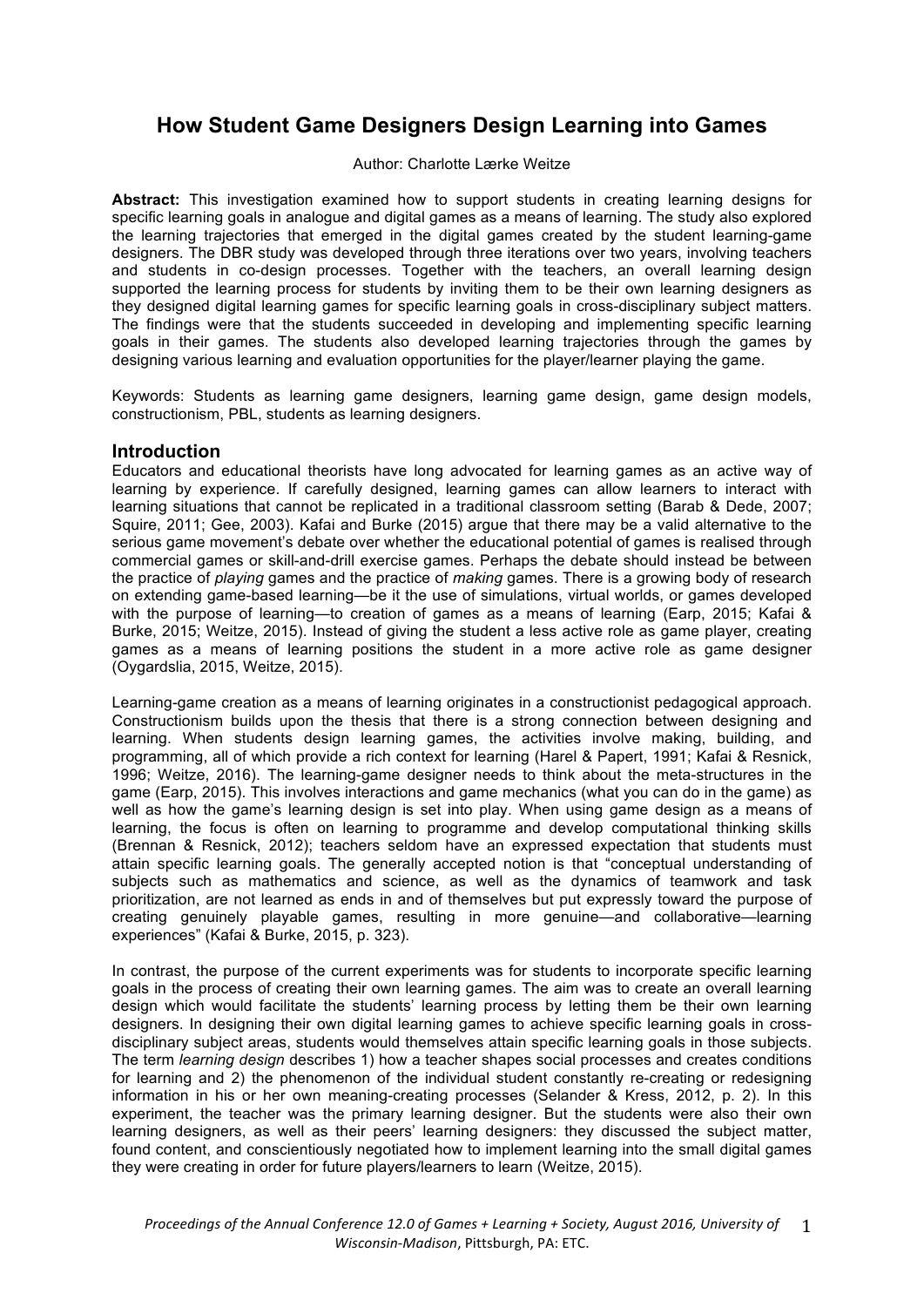# How Student Game Designers Design Learning into Games

Author: Charlotte Lærke Weitze

**Abstract:** This investigation examined how to support students in creating learning designs for specific learning goals in analogue and digital games as a means of learning. The study also explored the learning trajectories that emerged in the digital games created by the student learning-game designers. The DBR study was developed through three iterations over two years, involving teachers and students in co-design processes. Together with the teachers, an overall learning design supported the learning process for students by inviting them to be their own learning designers as they designed digital learning games for specific learning goals in cross-disciplinary subject matters. The findings were that the students succeeded in developing and implementing specific learning goals in their games. The students also developed learning trajectories through the games by designing various learning and evaluation opportunities for the player/learner playing the game.

Keywords: Students as learning game designers, learning game design, game design models, constructionism, PBL, students as learning designers.

## Introduction

Educators and educational theorists have long advocated for learning games as an active way of learning by experience. If carefully designed, learning games can allow learners to interact with learning situations that cannot be replicated in a traditional classroom setting (Barab & Dede, 2007; Squire, 2011; Gee, 2003). Kafai and Burke (2015) argue that there may be a valid alternative to the serious game movement's debate over whether the educational potential of games is realised through commercial games or skill-and-drill exercise games. Perhaps the debate should instead be between the practice of *playing* games and the practice of *making* games. There is a growing body of research on extending game-based learning—be it the use of simulations, virtual worlds, or games developed with the purpose of learning—to creation of games as a means of learning (Earp, 2015; Kafai & Burke, 2015; Weitze, 2015). Instead of giving the student a less active role as game player, creating games as a means of learning positions the student in a more active role as game designer (Oygardslia, 2015, Weitze, 2015).

Learning-game creation as a means of learning originates in a constructionist pedagogical approach. Constructionism builds upon the thesis that there is a strong connection between designing and learning. When students design learning games, the activities involve making, building, and programming, all of which provide a rich context for learning (Harel & Papert, 1991; Kafai & Resnick, 1996; Weitze, 2016). The learning-game designer needs to think about the meta-structures in the game (Earp, 2015). This involves interactions and game mechanics (what you can do in the game) as well as how the game's learning design is set into play. When using game design as a means of learning, the focus is often on learning to programme and develop computational thinking skills (Brennan & Resnick, 2012); teachers seldom have an expressed expectation that students must attain specific learning goals. The generally accepted notion is that "conceptual understanding of subjects such as mathematics and science, as well as the dynamics of teamwork and task prioritization, are not learned as ends in and of themselves but put expressly toward the purpose of creating genuinely playable games, resulting in more genuine—and collaborative—learning experiences" (Kafai & Burke, 2015, p. 323).

In contrast, the purpose of the current experiments was for students to incorporate specific learning goals in the process of creating their own learning games. The aim was to create an overall learning design which would facilitate the students' learning process by letting them be their own learning designers. In designing their own digital learning games to achieve specific learning goals in cross-disciplinary subject areas, students would themselves attain specific learning goals in those subjects. The term *learning design* describes 1) how a teacher shapes social processes and creates conditions for learning and 2) the phenomenon of the individual student constantly re-creating or redesigning information in his or her own meaning-creating processes (Selander & Kress, 2012, p. 2). In this experiment, the teacher was the primary learning designer. But the students were also their own learning designers, as well as their peers' learning designers: they discussed the subject matter, found content, and conscientiously negotiated how to implement learning into the small digital games they were creating in order for future players/learners to learn (Weitze, 2015).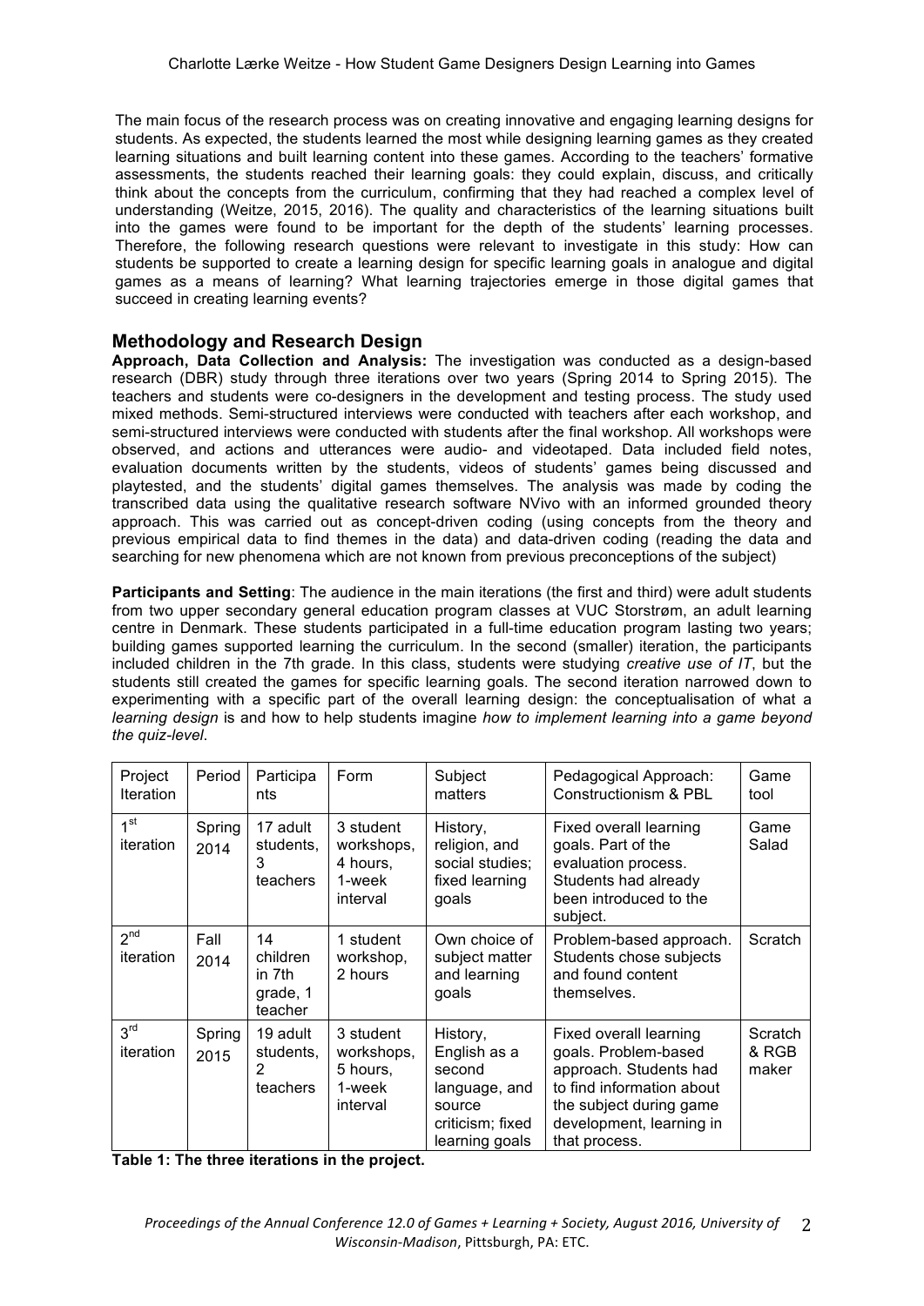The main focus of the research process was on creating innovative and engaging learning designs for students. As expected, the students learned the most while designing learning games as they created learning situations and built learning content into these games. According to the teachers' formative assessments, the students reached their learning goals: they could explain, discuss, and critically think about the concepts from the curriculum, confirming that they had reached a complex level of understanding (Weitze, 2015, 2016). The quality and characteristics of the learning situations built into the games were found to be important for the depth of the students' learning processes. Therefore, the following research questions were relevant to investigate in this study: How can students be supported to create a learning design for specific learning goals in analogue and digital games as a means of learning? What learning trajectories emerge in those digital games that succeed in creating learning events?

## Methodology and Research Design

**Approach, Data Collection and Analysis:** The investigation was conducted as a design-based research (DBR) study through three iterations over two years (Spring 2014 to Spring 2015). The teachers and students were co-designers in the development and testing process. The study used mixed methods. Semi-structured interviews were conducted with teachers after each workshop, and semi-structured interviews were conducted with students after the final workshop. All workshops were observed, and actions and utterances were audio- and videotaped. Data included field notes, evaluation documents written by the students, videos of students' games being discussed and playtested, and the students' digital games themselves. The analysis was made by coding the transcribed data using the qualitative research software NVivo with an informed grounded theory approach. This was carried out as concept-driven coding (using concepts from the theory and previous empirical data to find themes in the data) and data-driven coding (reading the data and searching for new phenomena which are not known from previous preconceptions of the subject)

**Participants and Setting**: The audience in the main iterations (the first and third) were adult students from two upper secondary general education program classes at VUC Storstrøm, an adult learning centre in Denmark. These students participated in a full-time education program lasting two years; building games supported learning the curriculum. In the second (smaller) iteration, the participants included children in the 7th grade. In this class, students were studying *creative use of IT*, but the students still created the games for specific learning goals. The second iteration narrowed down to experimenting with a specific part of the overall learning design: the conceptualisation of what a *learning design* is and how to help students imagine *how to implement learning into a game beyond the quiz-level*.

| Project Iteration | Period | Participants | Form | Subject matters | Pedagogical Approach: Constructionism & PBL | Game tool |
|---|---|---|---|---|---|---|
| 1st iteration | Spring 2014 | 17 adult students, 3 teachers | 3 student workshops, 4 hours, 1-week interval | History, religion, and social studies; fixed learning goals | Fixed overall learning goals. Part of the evaluation process. Students had already been introduced to the subject. | Game Salad |
| 2nd iteration | Fall 2014 | 14 children in 7th grade, 1 teacher | 1 student workshop, 2 hours | Own choice of subject matter and learning goals | Problem-based approach. Students chose subjects and found content themselves. | Scratch |
| 3rd iteration | Spring 2015 | 19 adult students, 2 teachers | 3 student workshops, 5 hours, 1-week interval | History, English as a second language, and source criticism; fixed learning goals | Fixed overall learning goals. Problem-based approach. Students had to find information about the subject during game development, learning in that process. | Scratch & RGB maker |

**Table 1: The three iterations in the project.**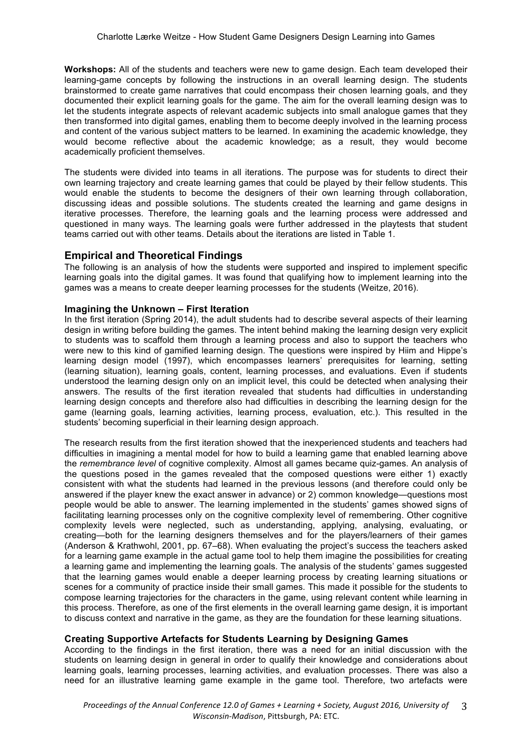**Workshops:** All of the students and teachers were new to game design. Each team developed their learning-game concepts by following the instructions in an overall learning design. The students brainstormed to create game narratives that could encompass their chosen learning goals, and they documented their explicit learning goals for the game. The aim for the overall learning design was to let the students integrate aspects of relevant academic subjects into small analogue games that they then transformed into digital games, enabling them to become deeply involved in the learning process and content of the various subject matters to be learned. In examining the academic knowledge, they would become reflective about the academic knowledge; as a result, they would become academically proficient themselves.

The students were divided into teams in all iterations. The purpose was for students to direct their own learning trajectory and create learning games that could be played by their fellow students. This would enable the students to become the designers of their own learning through collaboration, discussing ideas and possible solutions. The students created the learning and game designs in iterative processes. Therefore, the learning goals and the learning process were addressed and questioned in many ways. The learning goals were further addressed in the playtests that student teams carried out with other teams. Details about the iterations are listed in Table 1.

## Empirical and Theoretical Findings

The following is an analysis of how the students were supported and inspired to implement specific learning goals into the digital games. It was found that qualifying how to implement learning into the games was a means to create deeper learning processes for the students (Weitze, 2016).

### Imagining the Unknown – First Iteration

In the first iteration (Spring 2014), the adult students had to describe several aspects of their learning design in writing before building the games. The intent behind making the learning design very explicit to students was to scaffold them through a learning process and also to support the teachers who were new to this kind of gamified learning design. The questions were inspired by Hiim and Hippe's learning design model (1997), which encompasses learners' prerequisites for learning, setting (learning situation), learning goals, content, learning processes, and evaluations. Even if students understood the learning design only on an implicit level, this could be detected when analysing their answers. The results of the first iteration revealed that students had difficulties in understanding learning design concepts and therefore also had difficulties in describing the learning design for the game (learning goals, learning activities, learning process, evaluation, etc.). This resulted in the students' becoming superficial in their learning design approach.

The research results from the first iteration showed that the inexperienced students and teachers had difficulties in imagining a mental model for how to build a learning game that enabled learning above the *remembrance level* of cognitive complexity. Almost all games became quiz-games. An analysis of the questions posed in the games revealed that the composed questions were either 1) exactly consistent with what the students had learned in the previous lessons (and therefore could only be answered if the player knew the exact answer in advance) or 2) common knowledge—questions most people would be able to answer. The learning implemented in the students' games showed signs of facilitating learning processes only on the cognitive complexity level of remembering. Other cognitive complexity levels were neglected, such as understanding, applying, analysing, evaluating, or creating—both for the learning designers themselves and for the players/learners of their games (Anderson & Krathwohl, 2001, pp. 67–68). When evaluating the project's success the teachers asked for a learning game example in the actual game tool to help them imagine the possibilities for creating a learning game and implementing the learning goals. The analysis of the students' games suggested that the learning games would enable a deeper learning process by creating learning situations or scenes for a community of practice inside their small games. This made it possible for the students to compose learning trajectories for the characters in the game, using relevant content while learning in this process. Therefore, as one of the first elements in the overall learning game design, it is important to discuss context and narrative in the game, as they are the foundation for these learning situations.

### Creating Supportive Artefacts for Students Learning by Designing Games

According to the findings in the first iteration, there was a need for an initial discussion with the students on learning design in general in order to qualify their knowledge and considerations about learning goals, learning processes, learning activities, and evaluation processes. There was also a need for an illustrative learning game example in the game tool. Therefore, two artefacts were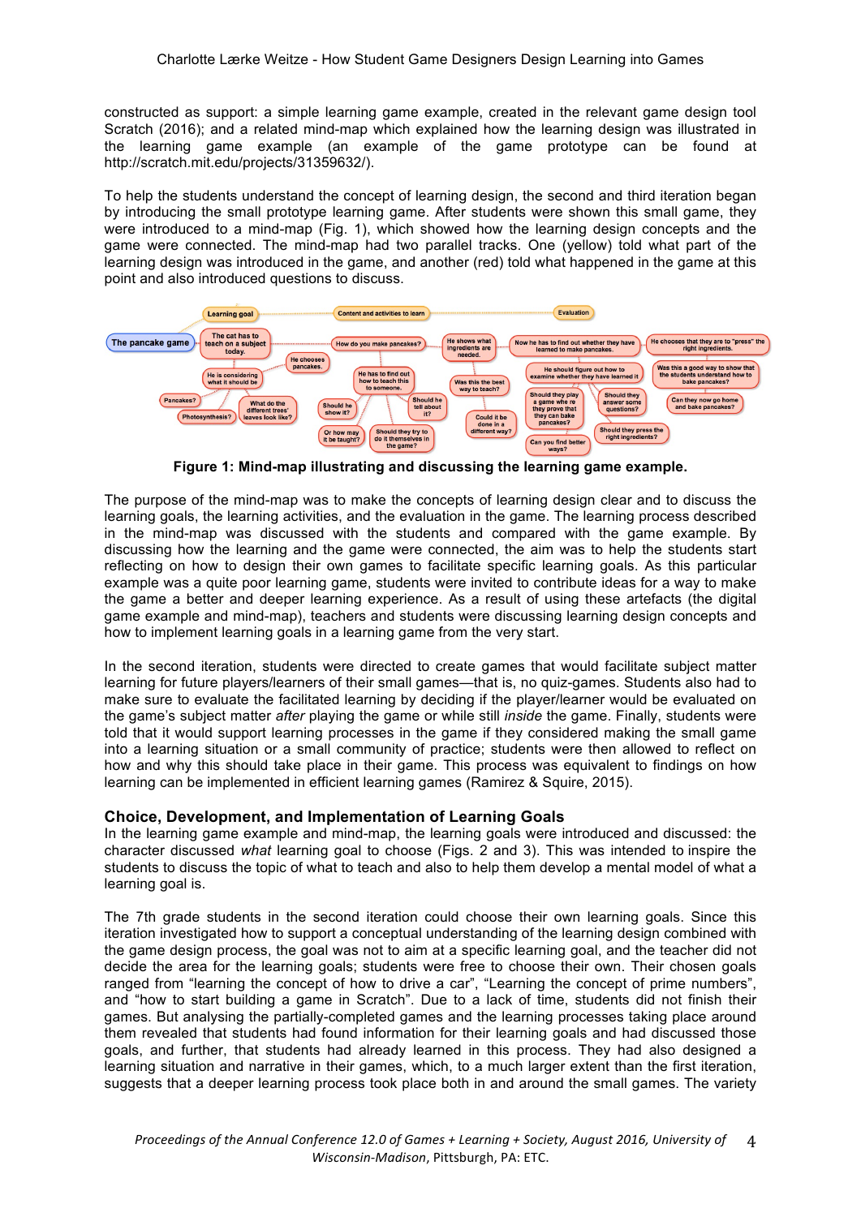constructed as support: a simple learning game example, created in the relevant game design tool Scratch (2016); and a related mind-map which explained how the learning design was illustrated in the learning game example (an example of the game prototype can be found at http://scratch.mit.edu/projects/31359632/).

To help the students understand the concept of learning design, the second and third iteration began by introducing the small prototype learning game. After students were shown this small game, they were introduced to a mind-map (Fig. 1), which showed how the learning design concepts and the game were connected. The mind-map had two parallel tracks. One (yellow) told what part of the learning design was introduced in the game, and another (red) told what happened in the game at this point and also introduced questions to discuss.

**Figure 1: Mind-map illustrating and discussing the learning game example.**

The purpose of the mind-map was to make the concepts of learning design clear and to discuss the learning goals, the learning activities, and the evaluation in the game. The learning process described in the mind-map was discussed with the students and compared with the game example. By discussing how the learning and the game were connected, the aim was to help the students start reflecting on how to design their own games to facilitate specific learning goals. As this particular example was a quite poor learning game, students were invited to contribute ideas for a way to make the game a better and deeper learning experience. As a result of using these artefacts (the digital game example and mind-map), teachers and students were discussing learning design concepts and how to implement learning goals in a learning game from the very start.

In the second iteration, students were directed to create games that would facilitate subject matter learning for future players/learners of their small games—that is, no quiz-games. Students also had to make sure to evaluate the facilitated learning by deciding if the player/learner would be evaluated on the game's subject matter *after* playing the game or while still *inside* the game. Finally, students were told that it would support learning processes in the game if they considered making the small game into a learning situation or a small community of practice; students were then allowed to reflect on how and why this should take place in their game. This process was equivalent to findings on how learning can be implemented in efficient learning games (Ramirez & Squire, 2015).

### Choice, Development, and Implementation of Learning Goals

In the learning game example and mind-map, the learning goals were introduced and discussed: the character discussed *what* learning goal to choose (Figs. 2 and 3). This was intended to inspire the students to discuss the topic of what to teach and also to help them develop a mental model of what a learning goal is.

The 7th grade students in the second iteration could choose their own learning goals. Since this iteration investigated how to support a conceptual understanding of the learning design combined with the game design process, the goal was not to aim at a specific learning goal, and the teacher did not decide the area for the learning goals; students were free to choose their own. Their chosen goals ranged from "learning the concept of how to drive a car", "Learning the concept of prime numbers", and "how to start building a game in Scratch". Due to a lack of time, students did not finish their games. But analysing the partially-completed games and the learning processes taking place around them revealed that students had found information for their learning goals and had discussed those goals, and further, that students had already learned in this process. They had also designed a learning situation and narrative in their games, which, to a much larger extent than the first iteration, suggests that a deeper learning process took place both in and around the small games. The variety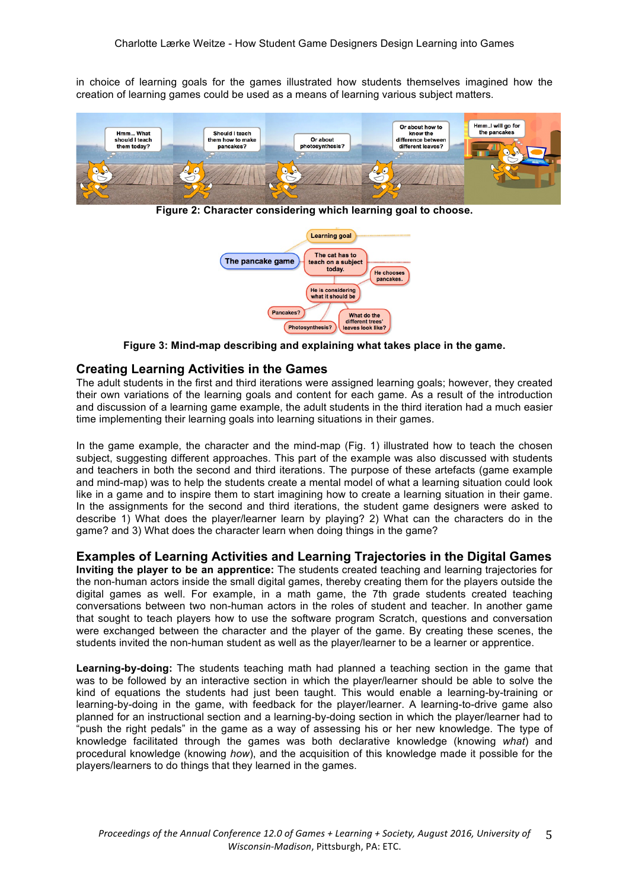in choice of learning goals for the games illustrated how students themselves imagined how the creation of learning games could be used as a means of learning various subject matters.

**Figure 2: Character considering which learning goal to choose.**

**Figure 3: Mind-map describing and explaining what takes place in the game.**

## Creating Learning Activities in the Games

The adult students in the first and third iterations were assigned learning goals; however, they created their own variations of the learning goals and content for each game. As a result of the introduction and discussion of a learning game example, the adult students in the third iteration had a much easier time implementing their learning goals into learning situations in their games.

In the game example, the character and the mind-map (Fig. 1) illustrated how to teach the chosen subject, suggesting different approaches. This part of the example was also discussed with students and teachers in both the second and third iterations. The purpose of these artefacts (game example and mind-map) was to help the students create a mental model of what a learning situation could look like in a game and to inspire them to start imagining how to create a learning situation in their game. In the assignments for the second and third iterations, the student game designers were asked to describe 1) What does the player/learner learn by playing? 2) What can the characters do in the game? and 3) What does the character learn when doing things in the game?

## Examples of Learning Activities and Learning Trajectories in the Digital Games

**Inviting the player to be an apprentice:** The students created teaching and learning trajectories for the non-human actors inside the small digital games, thereby creating them for the players outside the digital games as well. For example, in a math game, the 7th grade students created teaching conversations between two non-human actors in the roles of student and teacher. In another game that sought to teach players how to use the software program Scratch, questions and conversation were exchanged between the character and the player of the game. By creating these scenes, the students invited the non-human student as well as the player/learner to be a learner or apprentice.

**Learning-by-doing:** The students teaching math had planned a teaching section in the game that was to be followed by an interactive section in which the player/learner should be able to solve the kind of equations the students had just been taught. This would enable a learning-by-training or learning-by-doing in the game, with feedback for the player/learner. A learning-to-drive game also planned for an instructional section and a learning-by-doing section in which the player/learner had to "push the right pedals" in the game as a way of assessing his or her new knowledge. The type of knowledge facilitated through the games was both declarative knowledge (knowing *what*) and procedural knowledge (knowing *how*), and the acquisition of this knowledge made it possible for the players/learners to do things that they learned in the games.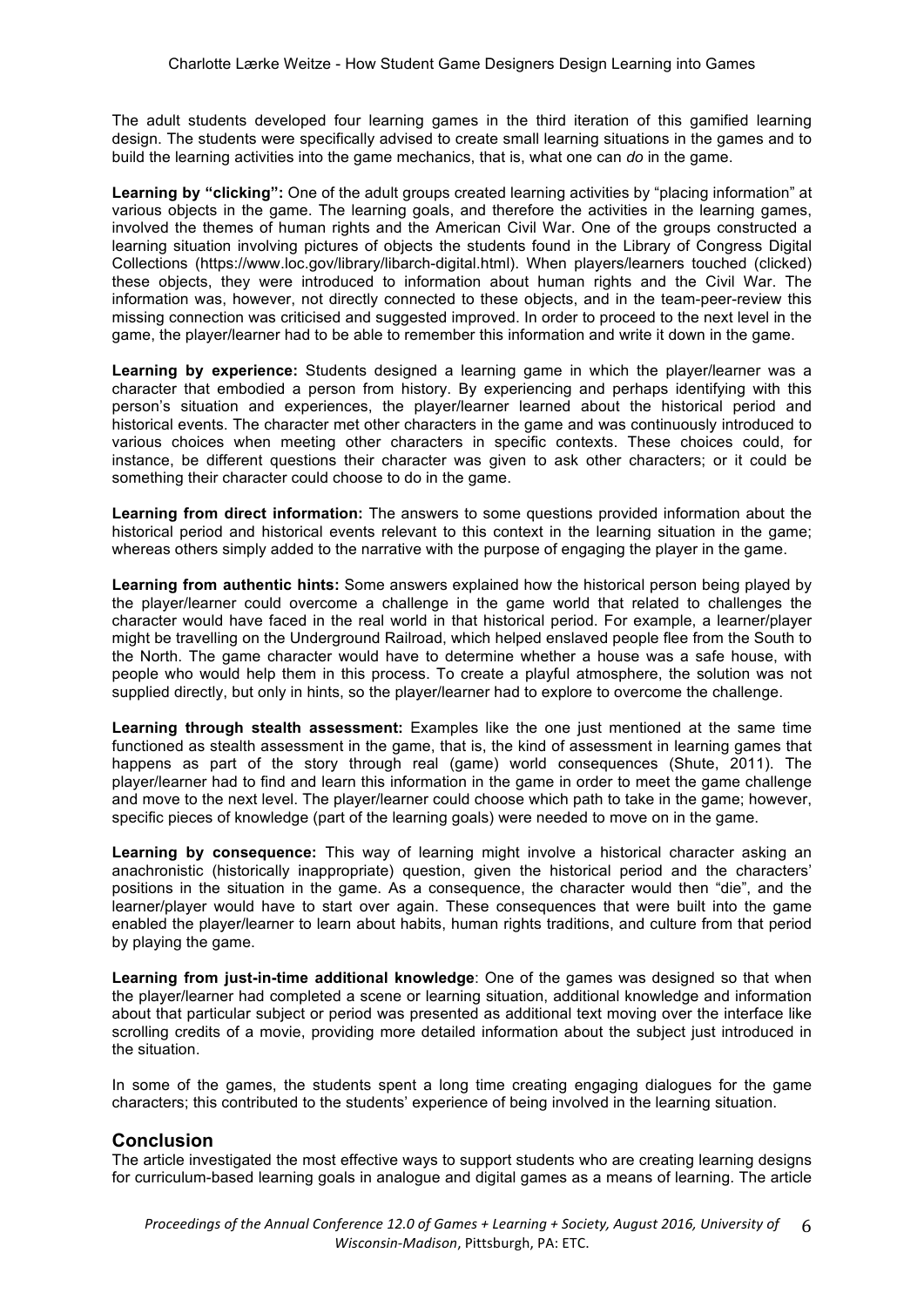The adult students developed four learning games in the third iteration of this gamified learning design. The students were specifically advised to create small learning situations in the games and to build the learning activities into the game mechanics, that is, what one can *do* in the game.

**Learning by "clicking":** One of the adult groups created learning activities by "placing information" at various objects in the game. The learning goals, and therefore the activities in the learning games, involved the themes of human rights and the American Civil War. One of the groups constructed a learning situation involving pictures of objects the students found in the Library of Congress Digital Collections (https://www.loc.gov/library/libarch-digital.html). When players/learners touched (clicked) these objects, they were introduced to information about human rights and the Civil War. The information was, however, not directly connected to these objects, and in the team-peer-review this missing connection was criticised and suggested improved. In order to proceed to the next level in the game, the player/learner had to be able to remember this information and write it down in the game.

**Learning by experience:** Students designed a learning game in which the player/learner was a character that embodied a person from history. By experiencing and perhaps identifying with this person's situation and experiences, the player/learner learned about the historical period and historical events. The character met other characters in the game and was continuously introduced to various choices when meeting other characters in specific contexts. These choices could, for instance, be different questions their character was given to ask other characters; or it could be something their character could choose to do in the game.

**Learning from direct information:** The answers to some questions provided information about the historical period and historical events relevant to this context in the learning situation in the game; whereas others simply added to the narrative with the purpose of engaging the player in the game.

**Learning from authentic hints:** Some answers explained how the historical person being played by the player/learner could overcome a challenge in the game world that related to challenges the character would have faced in the real world in that historical period. For example, a learner/player might be travelling on the Underground Railroad, which helped enslaved people flee from the South to the North. The game character would have to determine whether a house was a safe house, with people who would help them in this process. To create a playful atmosphere, the solution was not supplied directly, but only in hints, so the player/learner had to explore to overcome the challenge.

**Learning through stealth assessment:** Examples like the one just mentioned at the same time functioned as stealth assessment in the game, that is, the kind of assessment in learning games that happens as part of the story through real (game) world consequences (Shute, 2011). The player/learner had to find and learn this information in the game in order to meet the game challenge and move to the next level. The player/learner could choose which path to take in the game; however, specific pieces of knowledge (part of the learning goals) were needed to move on in the game.

**Learning by consequence:** This way of learning might involve a historical character asking an anachronistic (historically inappropriate) question, given the historical period and the characters' positions in the situation in the game. As a consequence, the character would then "die", and the learner/player would have to start over again. These consequences that were built into the game enabled the player/learner to learn about habits, human rights traditions, and culture from that period by playing the game.

**Learning from just-in-time additional knowledge**: One of the games was designed so that when the player/learner had completed a scene or learning situation, additional knowledge and information about that particular subject or period was presented as additional text moving over the interface like scrolling credits of a movie, providing more detailed information about the subject just introduced in the situation.

In some of the games, the students spent a long time creating engaging dialogues for the game characters; this contributed to the students' experience of being involved in the learning situation.

## Conclusion

The article investigated the most effective ways to support students who are creating learning designs for curriculum-based learning goals in analogue and digital games as a means of learning. The article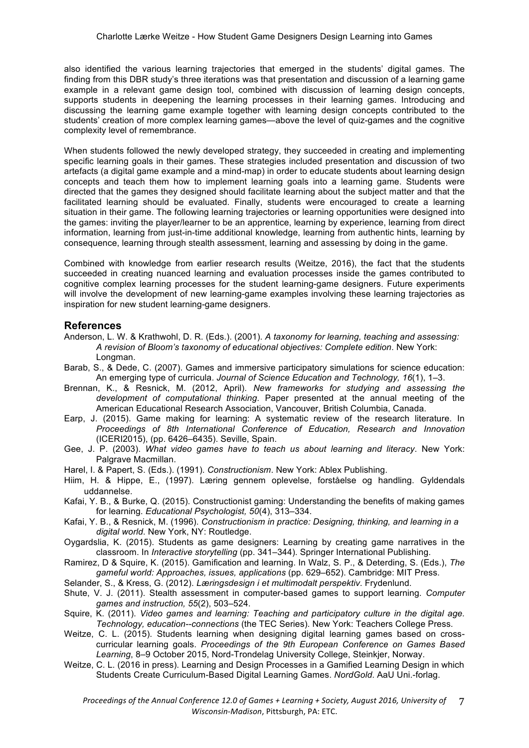also identified the various learning trajectories that emerged in the students' digital games. The finding from this DBR study's three iterations was that presentation and discussion of a learning game example in a relevant game design tool, combined with discussion of learning design concepts, supports students in deepening the learning processes in their learning games. Introducing and discussing the learning game example together with learning design concepts contributed to the students' creation of more complex learning games—above the level of quiz-games and the cognitive complexity level of remembrance.

When students followed the newly developed strategy, they succeeded in creating and implementing specific learning goals in their games. These strategies included presentation and discussion of two artefacts (a digital game example and a mind-map) in order to educate students about learning design concepts and teach them how to implement learning goals into a learning game. Students were directed that the games they designed should facilitate learning about the subject matter and that the facilitated learning should be evaluated. Finally, students were encouraged to create a learning situation in their game. The following learning trajectories or learning opportunities were designed into the games: inviting the player/learner to be an apprentice, learning by experience, learning from direct information, learning from just-in-time additional knowledge, learning from authentic hints, learning by consequence, learning through stealth assessment, learning and assessing by doing in the game.

Combined with knowledge from earlier research results (Weitze, 2016), the fact that the students succeeded in creating nuanced learning and evaluation processes inside the games contributed to cognitive complex learning processes for the student learning-game designers. Future experiments will involve the development of new learning-game examples involving these learning trajectories as inspiration for new student learning-game designers.

## References

Anderson, L. W. & Krathwohl, D. R. (Eds.). (2001). *A taxonomy for learning, teaching and assessing: A revision of Bloom's taxonomy of educational objectives: Complete edition*. New York: Longman.

Barab, S., & Dede, C. (2007). Games and immersive participatory simulations for science education: An emerging type of curricula. *Journal of Science Education and Technology, 16*(1), 1–3.

Brennan, K., & Resnick, M. (2012, April). *New frameworks for studying and assessing the development of computational thinking*. Paper presented at the annual meeting of the American Educational Research Association, Vancouver, British Columbia, Canada.

Earp, J. (2015). Game making for learning: A systematic review of the research literature. In *Proceedings of 8th International Conference of Education, Research and Innovation* (ICERI2015), (pp. 6426–6435). Seville, Spain.

Gee, J. P. (2003). *What video games have to teach us about learning and literacy*. New York: Palgrave Macmillan.

Harel, I. & Papert, S. (Eds.). (1991). *Constructionism*. New York: Ablex Publishing.

Hiim, H. & Hippe, E., (1997). Læring gennem oplevelse, forståelse og handling. Gyldendals uddannelse.

Kafai, Y. B., & Burke, Q. (2015). Constructionist gaming: Understanding the benefits of making games for learning. *Educational Psychologist, 50*(4), 313–334.

Kafai, Y. B., & Resnick, M. (1996). *Constructionism in practice: Designing, thinking, and learning in a digital world*. New York, NY: Routledge.

Oygardslia, K. (2015). Students as game designers: Learning by creating game narratives in the classroom. In *Interactive storytelling* (pp. 341–344). Springer International Publishing.

Ramirez, D & Squire, K. (2015). Gamification and learning. In Walz, S. P., & Deterding, S. (Eds.), *The gameful world: Approaches, issues, applications* (pp. 629–652). Cambridge: MIT Press.

Selander, S., & Kress, G. (2012). *Læringsdesign i et multimodalt perspektiv*. Frydenlund.

Shute, V. J. (2011). Stealth assessment in computer-based games to support learning. *Computer games and instruction, 55*(2), 503–524.

Squire, K. (2011). *Video games and learning: Teaching and participatory culture in the digital age. Technology, education--connections* (the TEC Series). New York: Teachers College Press.

Weitze, C. L. (2015). Students learning when designing digital learning games based on cross-curricular learning goals. *Proceedings of the 9th European Conference on Games Based Learning*, 8–9 October 2015, Nord-Trondelag University College, Steinkjer, Norway.

Weitze, C. L. (2016 in press). Learning and Design Processes in a Gamified Learning Design in which Students Create Curriculum-Based Digital Learning Games. *NordGold*. AaU Uni.-forlag.